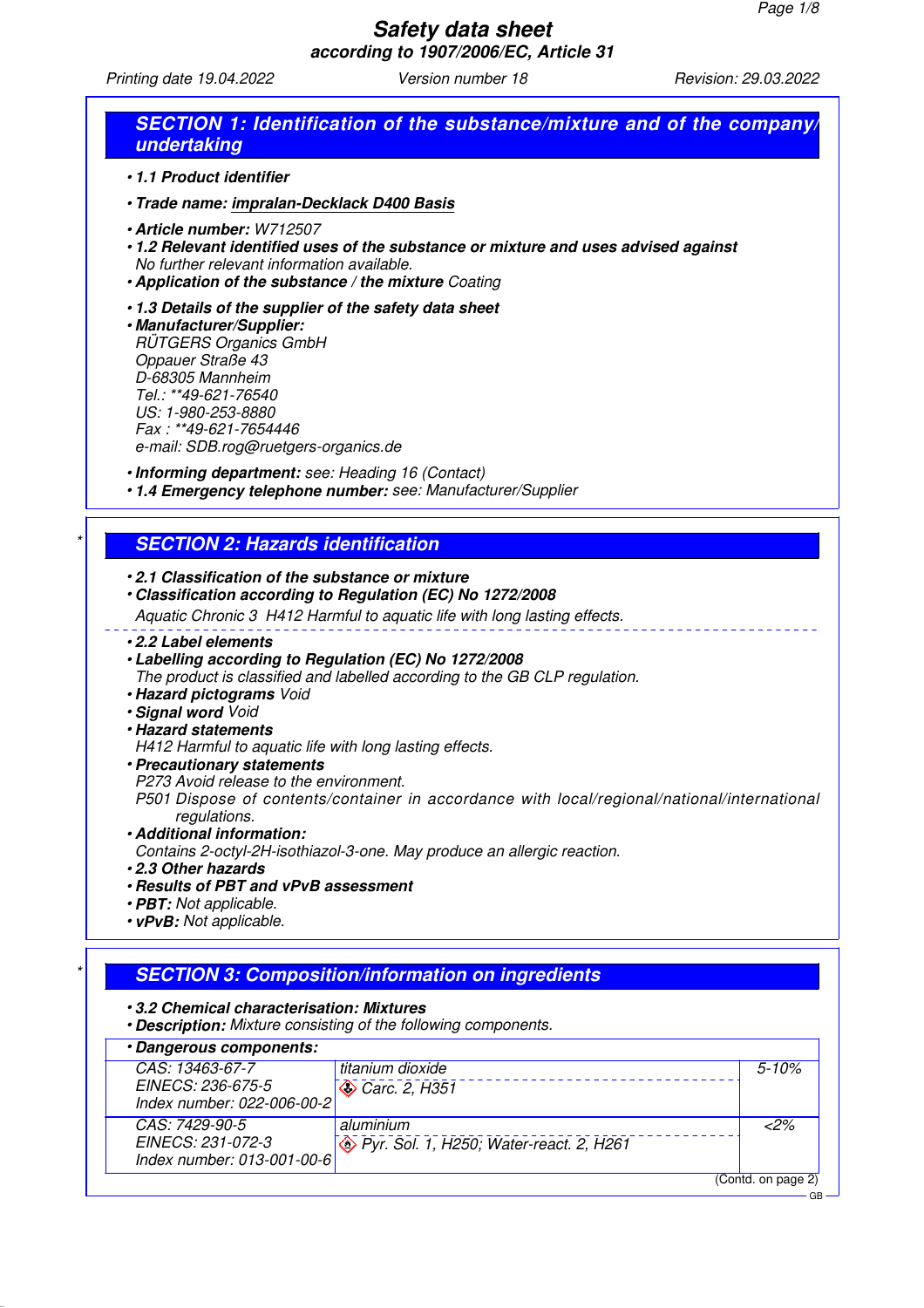# Safety data sheet

**according to 1907/2006/EC, Article 31**

Printing date 19.04.2022 | Version number 18 | Revision: 29.03.2022

## SECTION 1: Identification of the substance/mixture and of the company/undertaking

- **1.1 Product identifier**
- **Trade name: impralan-Decklack D400 Basis**
- **Article number:** W712507
- **1.2 Relevant identified uses of the substance or mixture and uses advised against**
  No further relevant information available.
- **Application of the substance / the mixture** Coating
- **1.3 Details of the supplier of the safety data sheet**
- **Manufacturer/Supplier:**
  RÜTGERS Organics GmbH
  Oppauer Straße 43
  D-68305 Mannheim
  Tel.: **49-621-76540
  US: 1-980-253-8880
  Fax : **49-621-7654446
  e-mail: SDB.rog@ruetgers-organics.de
- **Informing department:** see: Heading 16 (Contact)
- **1.4 Emergency telephone number:** see: Manufacturer/Supplier

## SECTION 2: Hazards identification

- **2.1 Classification of the substance or mixture**
- **Classification according to Regulation (EC) No 1272/2008**
  Aquatic Chronic 3 H412 Harmful to aquatic life with long lasting effects.
- **2.2 Label elements**
- **Labelling according to Regulation (EC) No 1272/2008**
  The product is classified and labelled according to the GB CLP regulation.
- **Hazard pictograms** Void
- **Signal word** Void
- **Hazard statements**
  H412 Harmful to aquatic life with long lasting effects.
- **Precautionary statements**
  P273 Avoid release to the environment.
  P501 Dispose of contents/container in accordance with local/regional/national/international regulations.
- **Additional information:**
  Contains 2-octyl-2H-isothiazol-3-one. May produce an allergic reaction.
- **2.3 Other hazards**
- **Results of PBT and vPvB assessment**
- **PBT:** Not applicable.
- **vPvB:** Not applicable.

## SECTION 3: Composition/information on ingredients

- **3.2 Chemical characterisation: Mixtures**
- **Description:** Mixture consisting of the following components.

**Dangerous components:**

| Identifiers | Component / Classification | Content |
|---|---|---|
| CAS: 13463-67-7<br>EINECS: 236-675-5<br>Index number: 022-006-00-2 | titanium dioxide<br>Carc. 2, H351 | 5-10% |
| CAS: 7429-90-5<br>EINECS: 231-072-3<br>Index number: 013-001-00-6 | aluminium<br>Pyr. Sol. 1, H250; Water-react. 2, H261 | <2% |

(Contd. on page 2)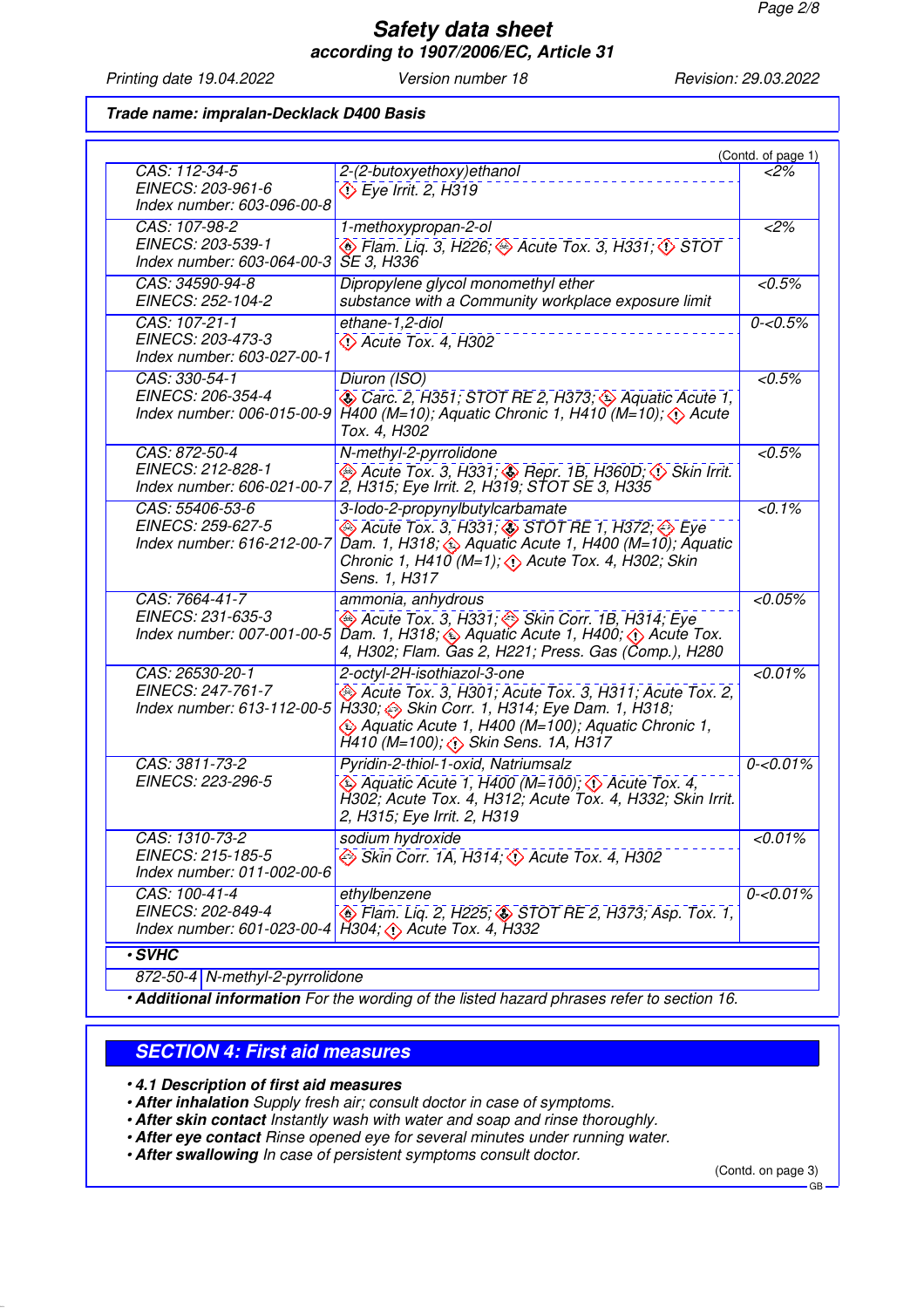**Trade name: impralan-Decklack D400 Basis**

(Contd. of page 1)

| Identification | Name / Classification | Concentration |
|---|---|---|
| CAS: 112-34-5<br>EINECS: 203-961-6<br>Index number: 603-096-00-8 | 2-(2-butoxyethoxy)ethanol<br>Eye Irrit. 2, H319 | <2% |
| CAS: 107-98-2<br>EINECS: 203-539-1<br>Index number: 603-064-00-3 | 1-methoxypropan-2-ol<br>Flam. Liq. 3, H226; Acute Tox. 3, H331; STOT SE 3, H336 | <2% |
| CAS: 34590-94-8<br>EINECS: 252-104-2 | Dipropylene glycol monomethyl ether<br>substance with a Community workplace exposure limit | <0.5% |
| CAS: 107-21-1<br>EINECS: 203-473-3<br>Index number: 603-027-00-1 | ethane-1,2-diol<br>Acute Tox. 4, H302 | 0-<0.5% |
| CAS: 330-54-1<br>EINECS: 206-354-4<br>Index number: 006-015-00-9 | Diuron (ISO)<br>Carc. 2, H351; STOT RE 2, H373; Aquatic Acute 1, H400 (M=10); Aquatic Chronic 1, H410 (M=10); Acute Tox. 4, H302 | <0.5% |
| CAS: 872-50-4<br>EINECS: 212-828-1<br>Index number: 606-021-00-7 | N-methyl-2-pyrrolidone<br>Acute Tox. 3, H331; Repr. 1B, H360D; Skin Irrit. 2, H315; Eye Irrit. 2, H319; STOT SE 3, H335 | <0.5% |
| CAS: 55406-53-6<br>EINECS: 259-627-5<br>Index number: 616-212-00-7 | 3-Iodo-2-propynylbutylcarbamate<br>Acute Tox. 3, H331; STOT RE 1, H372; Eye Dam. 1, H318; Aquatic Acute 1, H400 (M=10); Aquatic Chronic 1, H410 (M=1); Acute Tox. 4, H302; Skin Sens. 1, H317 | <0.1% |
| CAS: 7664-41-7<br>EINECS: 231-635-3<br>Index number: 007-001-00-5 | ammonia, anhydrous<br>Acute Tox. 3, H331; Skin Corr. 1B, H314; Eye Dam. 1, H318; Aquatic Acute 1, H400; Acute Tox. 4, H302; Flam. Gas 2, H221; Press. Gas (Comp.), H280 | <0.05% |
| CAS: 26530-20-1<br>EINECS: 247-761-7<br>Index number: 613-112-00-5 | 2-octyl-2H-isothiazol-3-one<br>Acute Tox. 3, H301; Acute Tox. 3, H311; Acute Tox. 2, H330; Skin Corr. 1, H314; Eye Dam. 1, H318; Aquatic Acute 1, H400 (M=100); Aquatic Chronic 1, H410 (M=100); Skin Sens. 1A, H317 | <0.01% |
| CAS: 3811-73-2<br>EINECS: 223-296-5 | Pyridin-2-thiol-1-oxid, Natriumsalz<br>Aquatic Acute 1, H400 (M=100); Acute Tox. 4, H302; Acute Tox. 4, H312; Acute Tox. 4, H332; Skin Irrit. 2, H315; Eye Irrit. 2, H319 | 0-<0.01% |
| CAS: 1310-73-2<br>EINECS: 215-185-5<br>Index number: 011-002-00-6 | sodium hydroxide<br>Skin Corr. 1A, H314; Acute Tox. 4, H302 | <0.01% |
| CAS: 100-41-4<br>EINECS: 202-849-4<br>Index number: 601-023-00-4 | ethylbenzene<br>Flam. Liq. 2, H225; STOT RE 2, H373; Asp. Tox. 1, H304; Acute Tox. 4, H332 | 0-<0.01% |

**• SVHC**

| | |
|---|---|
| 872-50-4 | N-methyl-2-pyrrolidone |

• **Additional information** For the wording of the listed hazard phrases refer to section 16.

## SECTION 4: First aid measures

- **4.1 Description of first aid measures**
- **After inhalation** Supply fresh air; consult doctor in case of symptoms.
- **After skin contact** Instantly wash with water and soap and rinse thoroughly.
- **After eye contact** Rinse opened eye for several minutes under running water.
- **After swallowing** In case of persistent symptoms consult doctor.

(Contd. on page 3)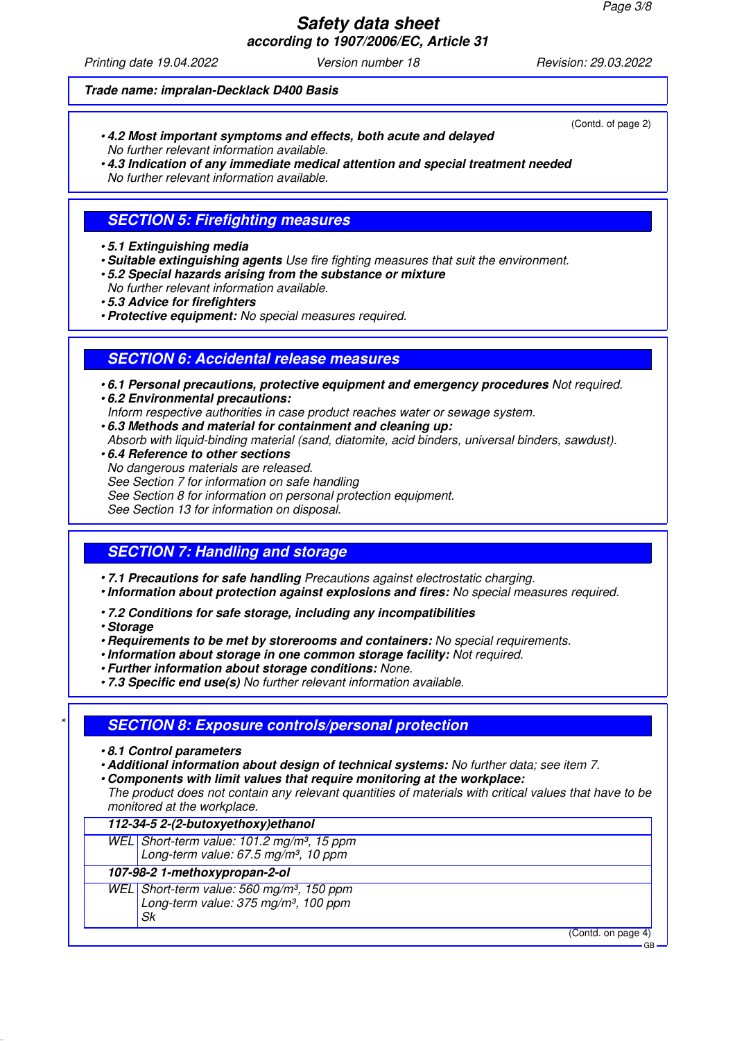**Trade name: impralan-Decklack D400 Basis**

(Contd. of page 2)

- **4.2 Most important symptoms and effects, both acute and delayed**
  No further relevant information available.
- **4.3 Indication of any immediate medical attention and special treatment needed**
  No further relevant information available.

## SECTION 5: Firefighting measures

- **5.1 Extinguishing media**
- **Suitable extinguishing agents** Use fire fighting measures that suit the environment.
- **5.2 Special hazards arising from the substance or mixture**
  No further relevant information available.
- **5.3 Advice for firefighters**
- **Protective equipment:** No special measures required.

## SECTION 6: Accidental release measures

- **6.1 Personal precautions, protective equipment and emergency procedures** Not required.
- **6.2 Environmental precautions:**
  Inform respective authorities in case product reaches water or sewage system.
- **6.3 Methods and material for containment and cleaning up:**
  Absorb with liquid-binding material (sand, diatomite, acid binders, universal binders, sawdust).
- **6.4 Reference to other sections**
  No dangerous materials are released.
  See Section 7 for information on safe handling
  See Section 8 for information on personal protection equipment.
  See Section 13 for information on disposal.

## SECTION 7: Handling and storage

- **7.1 Precautions for safe handling** Precautions against electrostatic charging.
- **Information about protection against explosions and fires:** No special measures required.

- **7.2 Conditions for safe storage, including any incompatibilities**
- **Storage**
- **Requirements to be met by storerooms and containers:** No special requirements.
- **Information about storage in one common storage facility:** Not required.
- **Further information about storage conditions:** None.
- **7.3 Specific end use(s)** No further relevant information available.

## * SECTION 8: Exposure controls/personal protection

- **8.1 Control parameters**
- **Additional information about design of technical systems:** No further data; see item 7.
- **Components with limit values that require monitoring at the workplace:**
  The product does not contain any relevant quantities of materials with critical values that have to be monitored at the workplace.

| **112-34-5 2-(2-butoxyethoxy)ethanol** | |
|---|---|
| WEL | Short-term value: 101.2 mg/m³, 15 ppm<br>Long-term value: 67.5 mg/m³, 10 ppm |
| **107-98-2 1-methoxypropan-2-ol** | |
| WEL | Short-term value: 560 mg/m³, 150 ppm<br>Long-term value: 375 mg/m³, 100 ppm<br>Sk |

(Contd. on page 4)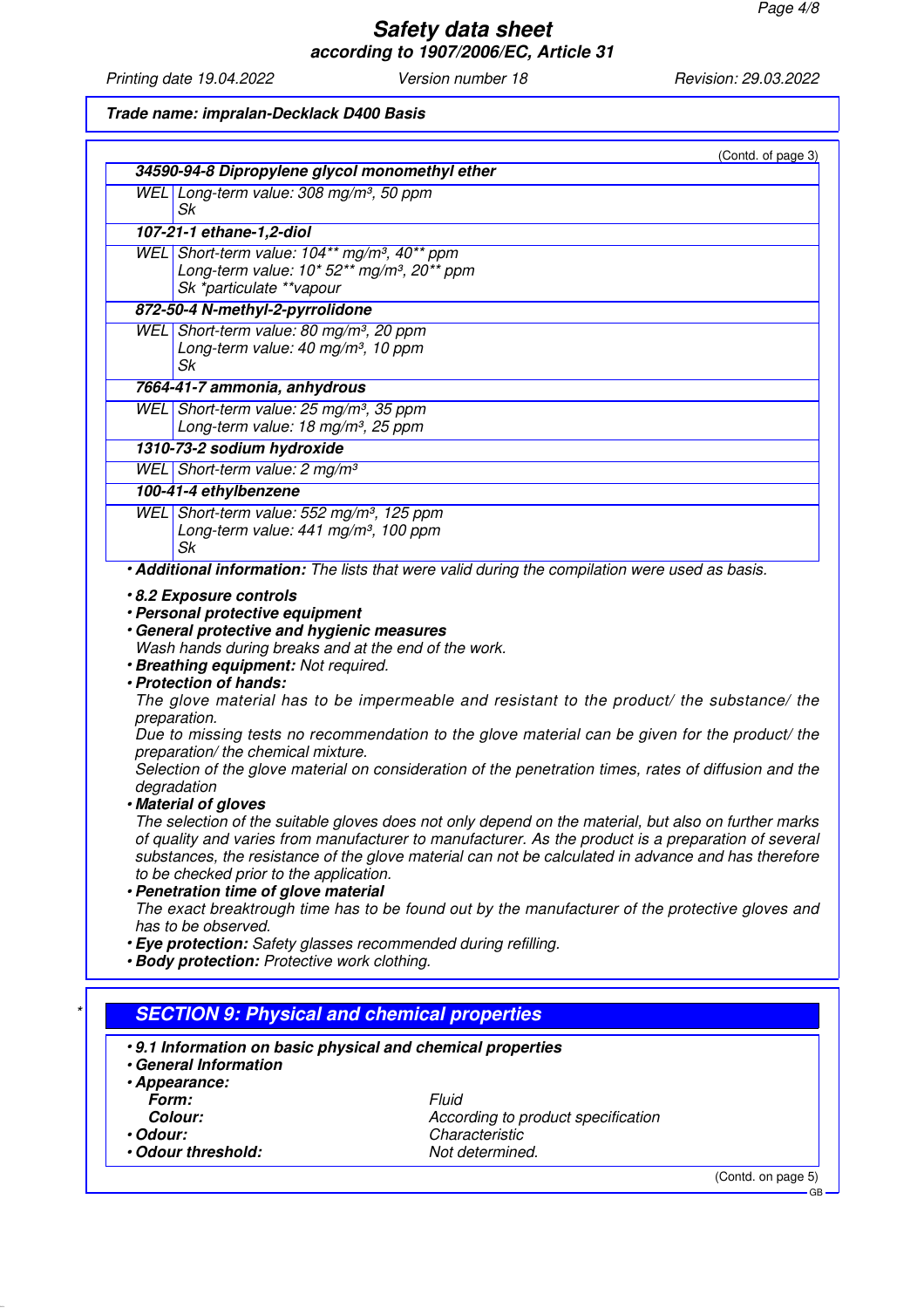(Contd. of page 3)

| | |
|---|---|
| **34590-94-8 Dipropylene glycol monomethyl ether** | |
| WEL | Long-term value: 308 mg/m³, 50 ppm<br>Sk |
| **107-21-1 ethane-1,2-diol** | |
| WEL | Short-term value: 104** mg/m³, 40** ppm<br>Long-term value: 10* 52** mg/m³, 20** ppm<br>Sk *particulate **vapour |
| **872-50-4 N-methyl-2-pyrrolidone** | |
| WEL | Short-term value: 80 mg/m³, 20 ppm<br>Long-term value: 40 mg/m³, 10 ppm<br>Sk |
| **7664-41-7 ammonia, anhydrous** | |
| WEL | Short-term value: 25 mg/m³, 35 ppm<br>Long-term value: 18 mg/m³, 25 ppm |
| **1310-73-2 sodium hydroxide** | |
| WEL | Short-term value: 2 mg/m³ |
| **100-41-4 ethylbenzene** | |
| WEL | Short-term value: 552 mg/m³, 125 ppm<br>Long-term value: 441 mg/m³, 100 ppm<br>Sk |

- **Additional information:** The lists that were valid during the compilation were used as basis.

- **8.2 Exposure controls**
- **Personal protective equipment**
- **General protective and hygienic measures**
  Wash hands during breaks and at the end of the work.
- **Breathing equipment:** Not required.
- **Protection of hands:**
  The glove material has to be impermeable and resistant to the product/ the substance/ the preparation.
  Due to missing tests no recommendation to the glove material can be given for the product/ the preparation/ the chemical mixture.
  Selection of the glove material on consideration of the penetration times, rates of diffusion and the degradation
- **Material of gloves**
  The selection of the suitable gloves does not only depend on the material, but also on further marks of quality and varies from manufacturer to manufacturer. As the product is a preparation of several substances, the resistance of the glove material can not be calculated in advance and has therefore to be checked prior to the application.
- **Penetration time of glove material**
  The exact breaktrough time has to be found out by the manufacturer of the protective gloves and has to be observed.
- **Eye protection:** Safety glasses recommended during refilling.
- **Body protection:** Protective work clothing.

## SECTION 9: Physical and chemical properties

- **9.1 Information on basic physical and chemical properties**
- **General Information**
- **Appearance:**

| | |
|---|---|
| **Form:** | Fluid |
| **Colour:** | According to product specification |
| **• Odour:** | Characteristic |
| **• Odour threshold:** | Not determined. |

(Contd. on page 5)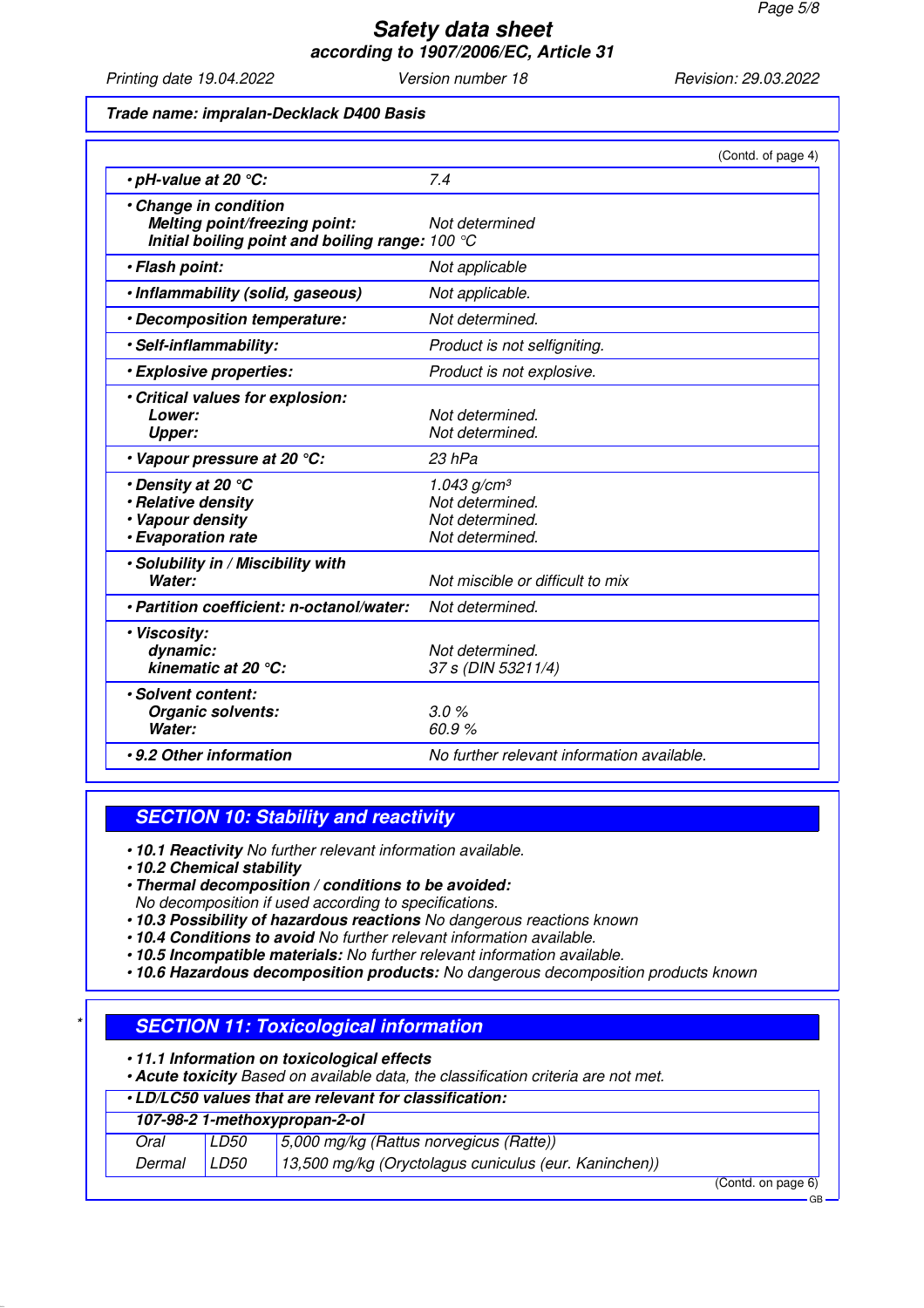Trade name: impralan-Decklack D400 Basis

(Contd. of page 4)

| | |
|---|---|
| **· pH-value at 20 °C:** | 7.4 |
| **· Change in condition** | |
| **Melting point/freezing point:** | Not determined |
| **Initial boiling point and boiling range:** | 100 °C |
| **· Flash point:** | Not applicable |
| **· Inflammability (solid, gaseous)** | Not applicable. |
| **· Decomposition temperature:** | Not determined. |
| **· Self-inflammability:** | Product is not selfigniting. |
| **· Explosive properties:** | Product is not explosive. |
| **· Critical values for explosion:** | |
| **Lower:** | Not determined. |
| **Upper:** | Not determined. |
| **· Vapour pressure at 20 °C:** | 23 hPa |
| **· Density at 20 °C** | 1.043 g/cm³ |
| **· Relative density** | Not determined. |
| **· Vapour density** | Not determined. |
| **· Evaporation rate** | Not determined. |
| **· Solubility in / Miscibility with** | |
| **Water:** | Not miscible or difficult to mix |
| **· Partition coefficient: n-octanol/water:** | Not determined. |
| **· Viscosity:** | |
| **dynamic:** | Not determined. |
| **kinematic at 20 °C:** | 37 s (DIN 53211/4) |
| **· Solvent content:** | |
| **Organic solvents:** | 3.0 % |
| **Water:** | 60.9 % |
| **· 9.2 Other information** | No further relevant information available. |

## SECTION 10: Stability and reactivity

- **10.1 Reactivity** No further relevant information available.
- **10.2 Chemical stability**
- **Thermal decomposition / conditions to be avoided:**
  No decomposition if used according to specifications.
- **10.3 Possibility of hazardous reactions** No dangerous reactions known
- **10.4 Conditions to avoid** No further relevant information available.
- **10.5 Incompatible materials:** No further relevant information available.
- **10.6 Hazardous decomposition products:** No dangerous decomposition products known

## SECTION 11: Toxicological information

- **11.1 Information on toxicological effects**
- **Acute toxicity** Based on available data, the classification criteria are not met.

| **· LD/LC50 values that are relevant for classification:** | | |
|---|---|---|
| **107-98-2 1-methoxypropan-2-ol** | | |
| Oral | LD50 | 5,000 mg/kg (Rattus norvegicus (Ratte)) |
| Dermal | LD50 | 13,500 mg/kg (Oryctolagus cuniculus (eur. Kaninchen)) |

(Contd. on page 6)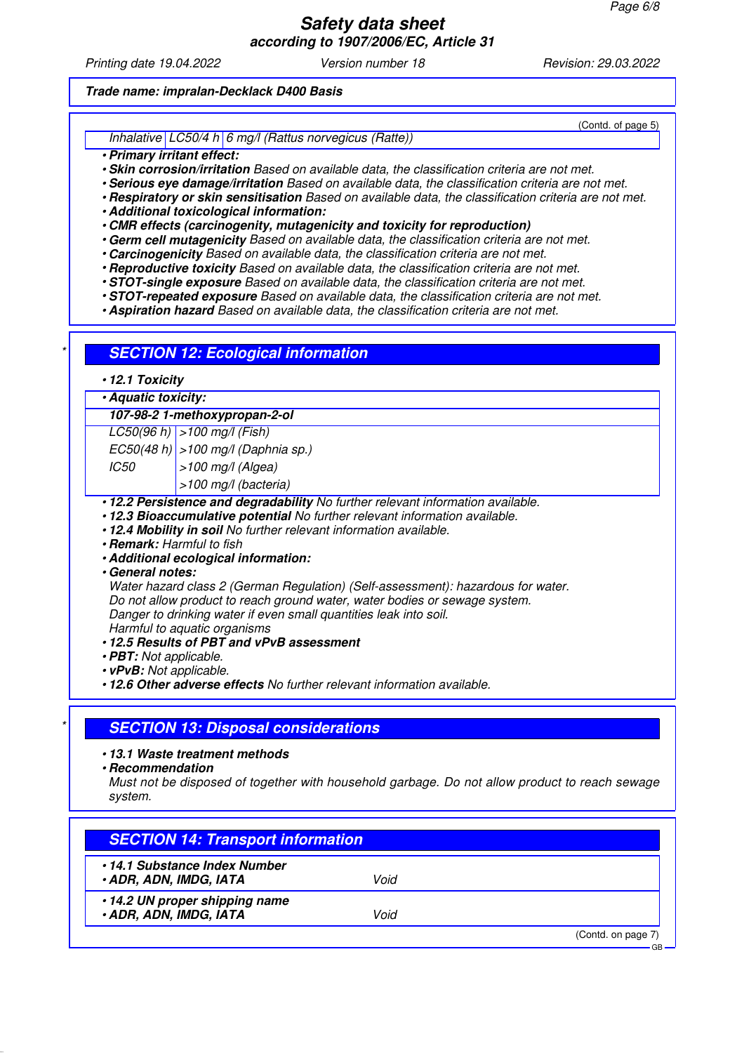(Contd. of page 5)

| Inhalative | LC50/4 h | 6 mg/l (Rattus norvegicus (Ratte)) |
|---|---|---|

- **Primary irritant effect:**
- **Skin corrosion/irritation** Based on available data, the classification criteria are not met.
- **Serious eye damage/irritation** Based on available data, the classification criteria are not met.
- **Respiratory or skin sensitisation** Based on available data, the classification criteria are not met.
- **Additional toxicological information:**
- **CMR effects (carcinogenity, mutagenicity and toxicity for reproduction)**
- **Germ cell mutagenicity** Based on available data, the classification criteria are not met.
- **Carcinogenicity** Based on available data, the classification criteria are not met.
- **Reproductive toxicity** Based on available data, the classification criteria are not met.
- **STOT-single exposure** Based on available data, the classification criteria are not met.
- **STOT-repeated exposure** Based on available data, the classification criteria are not met.
- **Aspiration hazard** Based on available data, the classification criteria are not met.

## SECTION 12: Ecological information

- **12.1 Toxicity**
- **Aquatic toxicity:**

| 107-98-2 1-methoxypropan-2-ol | |
|---|---|
| LC50(96 h) | >100 mg/l (Fish) |
| EC50(48 h) | >100 mg/l (Daphnia sp.) |
| IC50 | >100 mg/l (Algea) |
| | >100 mg/l (bacteria) |

- **12.2 Persistence and degradability** No further relevant information available.
- **12.3 Bioaccumulative potential** No further relevant information available.
- **12.4 Mobility in soil** No further relevant information available.
- **Remark:** Harmful to fish
- **Additional ecological information:**
- **General notes:**
  Water hazard class 2 (German Regulation) (Self-assessment): hazardous for water.
  Do not allow product to reach ground water, water bodies or sewage system.
  Danger to drinking water if even small quantities leak into soil.
  Harmful to aquatic organisms
- **12.5 Results of PBT and vPvB assessment**
- **PBT:** Not applicable.
- **vPvB:** Not applicable.
- **12.6 Other adverse effects** No further relevant information available.

## SECTION 13: Disposal considerations

- **13.1 Waste treatment methods**
- **Recommendation**
  Must not be disposed of together with household garbage. Do not allow product to reach sewage system.

## SECTION 14: Transport information

| | |
|---|---|
| **14.1 Substance Index Number** | |
| **ADR, ADN, IMDG, IATA** | Void |
| **14.2 UN proper shipping name** | |
| **ADR, ADN, IMDG, IATA** | Void |

(Contd. on page 7)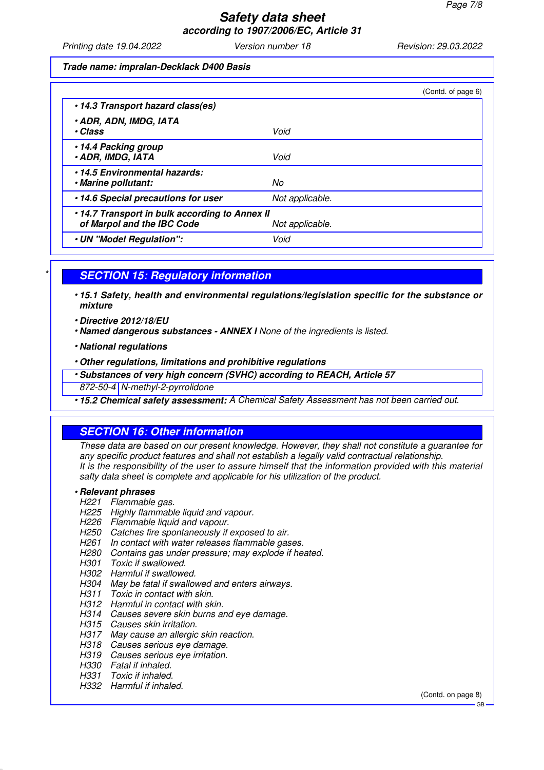**Trade name: impralan-Decklack D400 Basis**

(Contd. of page 6)

| | |
|---|---|
| **• 14.3 Transport hazard class(es)** | |
| **• ADR, ADN, IMDG, IATA** | |
| **• Class** | Void |
| **• 14.4 Packing group** | |
| **• ADR, IMDG, IATA** | Void |
| **• 14.5 Environmental hazards:** | |
| **• Marine pollutant:** | No |
| **• 14.6 Special precautions for user** | Not applicable. |
| **• 14.7 Transport in bulk according to Annex II of Marpol and the IBC Code** | Not applicable. |
| **• UN "Model Regulation":** | Void |

## SECTION 15: Regulatory information

**• 15.1 Safety, health and environmental regulations/legislation specific for the substance or mixture**

**• Directive 2012/18/EU**

**• Named dangerous substances - ANNEX I** None of the ingredients is listed.

**• National regulations**

**• Other regulations, limitations and prohibitive regulations**

| **• Substances of very high concern (SVHC) according to REACH, Article 57** | |
|---|---|
| 872-50-4 | N-methyl-2-pyrrolidone |

**• 15.2 Chemical safety assessment:** A Chemical Safety Assessment has not been carried out.

## SECTION 16: Other information

These data are based on our present knowledge. However, they shall not constitute a guarantee for any specific product features and shall not establish a legally valid contractual relationship.
It is the responsibility of the user to assure himself that the information provided with this material safty data sheet is complete and applicable for his utilization of the product.

**• Relevant phrases**

H221 Flammable gas.
H225 Highly flammable liquid and vapour.
H226 Flammable liquid and vapour.
H250 Catches fire spontaneously if exposed to air.
H261 In contact with water releases flammable gases.
H280 Contains gas under pressure; may explode if heated.
H301 Toxic if swallowed.
H302 Harmful if swallowed.
H304 May be fatal if swallowed and enters airways.
H311 Toxic in contact with skin.
H312 Harmful in contact with skin.
H314 Causes severe skin burns and eye damage.
H315 Causes skin irritation.
H317 May cause an allergic skin reaction.
H318 Causes serious eye damage.
H319 Causes serious eye irritation.
H330 Fatal if inhaled.
H331 Toxic if inhaled.
H332 Harmful if inhaled.

(Contd. on page 8)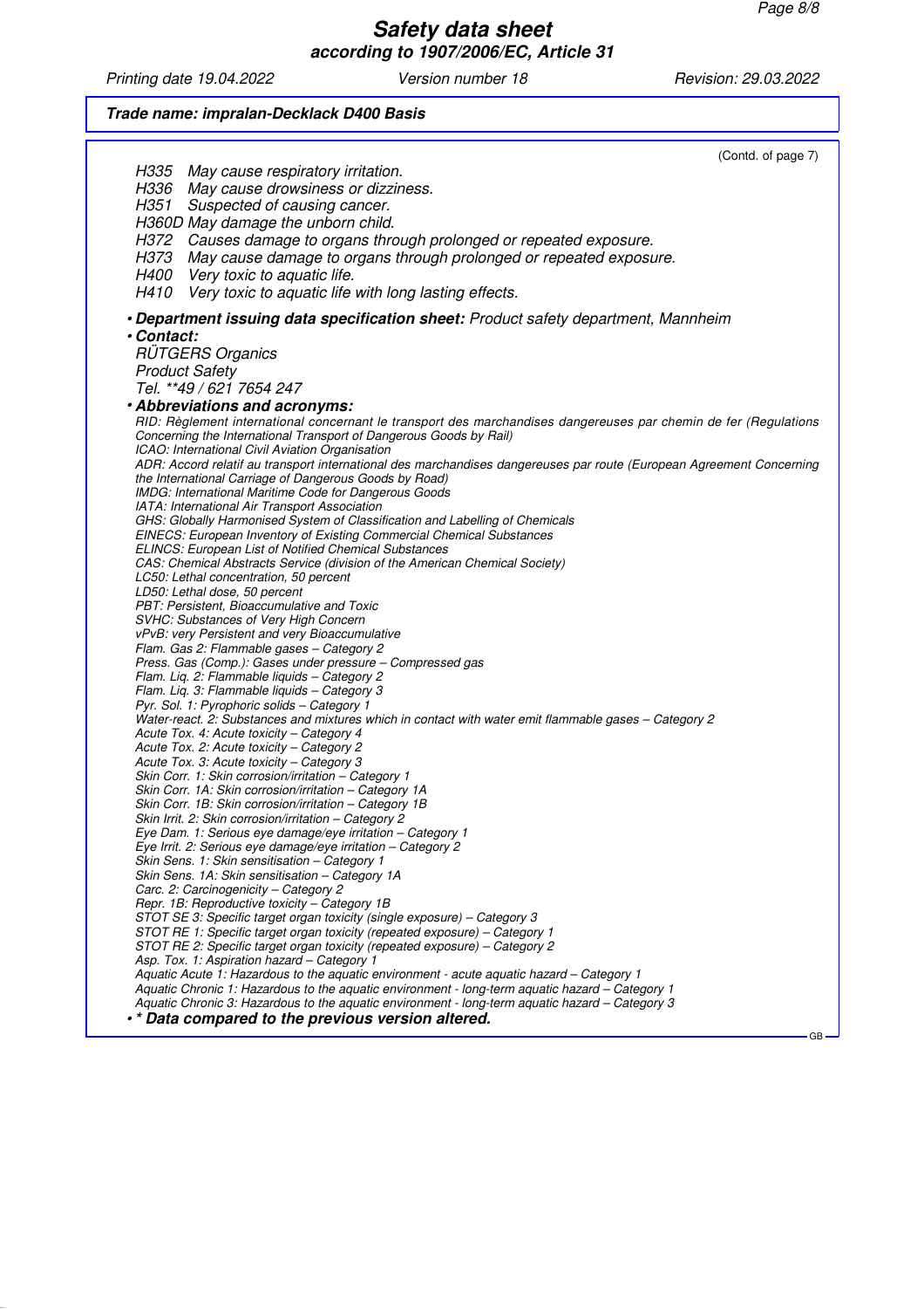(Contd. of page 7)

H335 May cause respiratory irritation.
H336 May cause drowsiness or dizziness.
H351 Suspected of causing cancer.
H360D May damage the unborn child.
H372 Causes damage to organs through prolonged or repeated exposure.
H373 May cause damage to organs through prolonged or repeated exposure.
H400 Very toxic to aquatic life.
H410 Very toxic to aquatic life with long lasting effects.

- **Department issuing data specification sheet:** Product safety department, Mannheim
- **Contact:**
  RÜTGERS Organics
  Product Safety
  Tel. **49 / 621 7654 247
- **Abbreviations and acronyms:**
  RID: Règlement international concernant le transport des marchandises dangereuses par chemin de fer (Regulations Concerning the International Transport of Dangerous Goods by Rail)
  ICAO: International Civil Aviation Organisation
  ADR: Accord relatif au transport international des marchandises dangereuses par route (European Agreement Concerning the International Carriage of Dangerous Goods by Road)
  IMDG: International Maritime Code for Dangerous Goods
  IATA: International Air Transport Association
  GHS: Globally Harmonised System of Classification and Labelling of Chemicals
  EINECS: European Inventory of Existing Commercial Chemical Substances
  ELINCS: European List of Notified Chemical Substances
  CAS: Chemical Abstracts Service (division of the American Chemical Society)
  LC50: Lethal concentration, 50 percent
  LD50: Lethal dose, 50 percent
  PBT: Persistent, Bioaccumulative and Toxic
  SVHC: Substances of Very High Concern
  vPvB: very Persistent and very Bioaccumulative
  Flam. Gas 2: Flammable gases – Category 2
  Press. Gas (Comp.): Gases under pressure – Compressed gas
  Flam. Liq. 2: Flammable liquids – Category 2
  Flam. Liq. 3: Flammable liquids – Category 3
  Pyr. Sol. 1: Pyrophoric solids – Category 1
  Water-react. 2: Substances and mixtures which in contact with water emit flammable gases – Category 2
  Acute Tox. 4: Acute toxicity – Category 4
  Acute Tox. 2: Acute toxicity – Category 2
  Acute Tox. 3: Acute toxicity – Category 3
  Skin Corr. 1: Skin corrosion/irritation – Category 1
  Skin Corr. 1A: Skin corrosion/irritation – Category 1A
  Skin Corr. 1B: Skin corrosion/irritation – Category 1B
  Skin Irrit. 2: Skin corrosion/irritation – Category 2
  Eye Dam. 1: Serious eye damage/eye irritation – Category 1
  Eye Irrit. 2: Serious eye damage/eye irritation – Category 2
  Skin Sens. 1: Skin sensitisation – Category 1
  Skin Sens. 1A: Skin sensitisation – Category 1A
  Carc. 2: Carcinogenicity – Category 2
  Repr. 1B: Reproductive toxicity – Category 1B
  STOT SE 3: Specific target organ toxicity (single exposure) – Category 3
  STOT RE 1: Specific target organ toxicity (repeated exposure) – Category 1
  STOT RE 2: Specific target organ toxicity (repeated exposure) – Category 2
  Asp. Tox. 1: Aspiration hazard – Category 1
  Aquatic Acute 1: Hazardous to the aquatic environment - acute aquatic hazard – Category 1
  Aquatic Chronic 1: Hazardous to the aquatic environment - long-term aquatic hazard – Category 1
  Aquatic Chronic 3: Hazardous to the aquatic environment - long-term aquatic hazard – Category 3
- *** Data compared to the previous version altered.**

GB